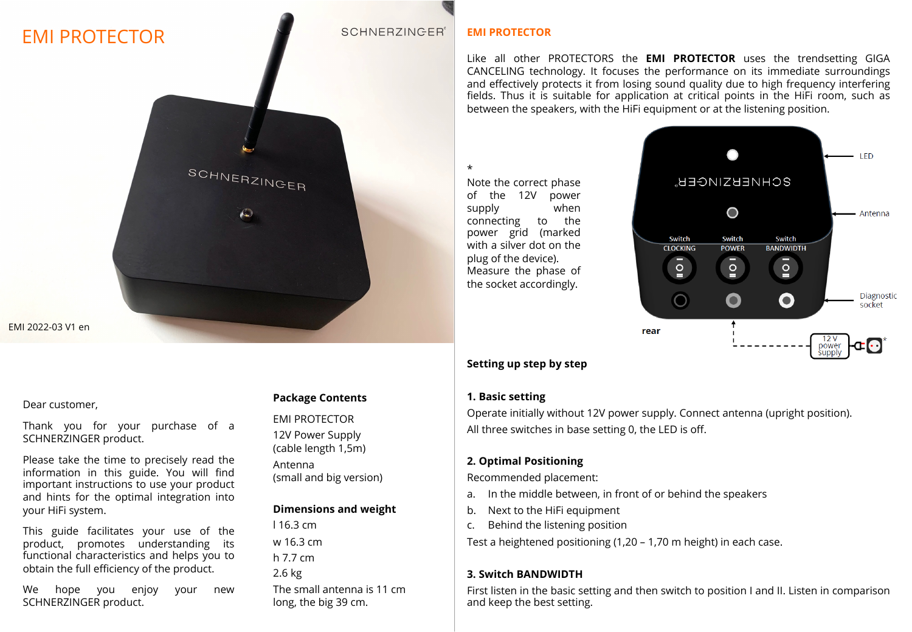# EMI PROTECTOR

SCHNERZINGER®

EMI 2022-03 V1 en

Dear customer,

Thank you for your purchase of a SCHNERZINGER product.

Please take the time to precisely read the information in this guide. You will find important instructions to use your product and hints for the optimal integration into your HiFi system.

This guide facilitates your use of the product, promotes understanding its functional characteristics and helps you to obtain the full efficiency of the product.

We hope you enjoy your new SCHNERZINGER product.

**Package Contents**

EMI PROTECTOR

12V Power Supply
(cable length 1,5m)

Antenna
(small and big version)

**Dimensions and weight**

l 16.3 cm

w 16.3 cm

h 7.7 cm

2.6 kg

The small antenna is 11 cm long, the big 39 cm.

## EMI PROTECTOR

Like all other PROTECTORS the **EMI PROTECTOR** uses the trendsetting GIGA CANCELING technology. It focuses the performance on its immediate surroundings and effectively protects it from losing sound quality due to high frequency interfering fields. Thus it is suitable for application at critical points in the HiFi room, such as between the speakers, with the HiFi equipment or at the listening position.

*
Note the correct phase of the 12V power supply when connecting to the power grid (marked with a silver dot on the plug of the device). Measure the phase of the socket accordingly.

LED

Antenna

Switch CLOCKING

Switch POWER

Switch BANDWIDTH

Diagnostic socket

rear

12 V power supply *

**Setting up step by step**

**1. Basic setting**

Operate initially without 12V power supply. Connect antenna (upright position).

All three switches in base setting 0, the LED is off.

**2. Optimal Positioning**

Recommended placement:

a. In the middle between, in front of or behind the speakers

b. Next to the HiFi equipment

c. Behind the listening position

Test a heightened positioning (1,20 – 1,70 m height) in each case.

**3. Switch BANDWIDTH**

First listen in the basic setting and then switch to position I and II. Listen in comparison and keep the best setting.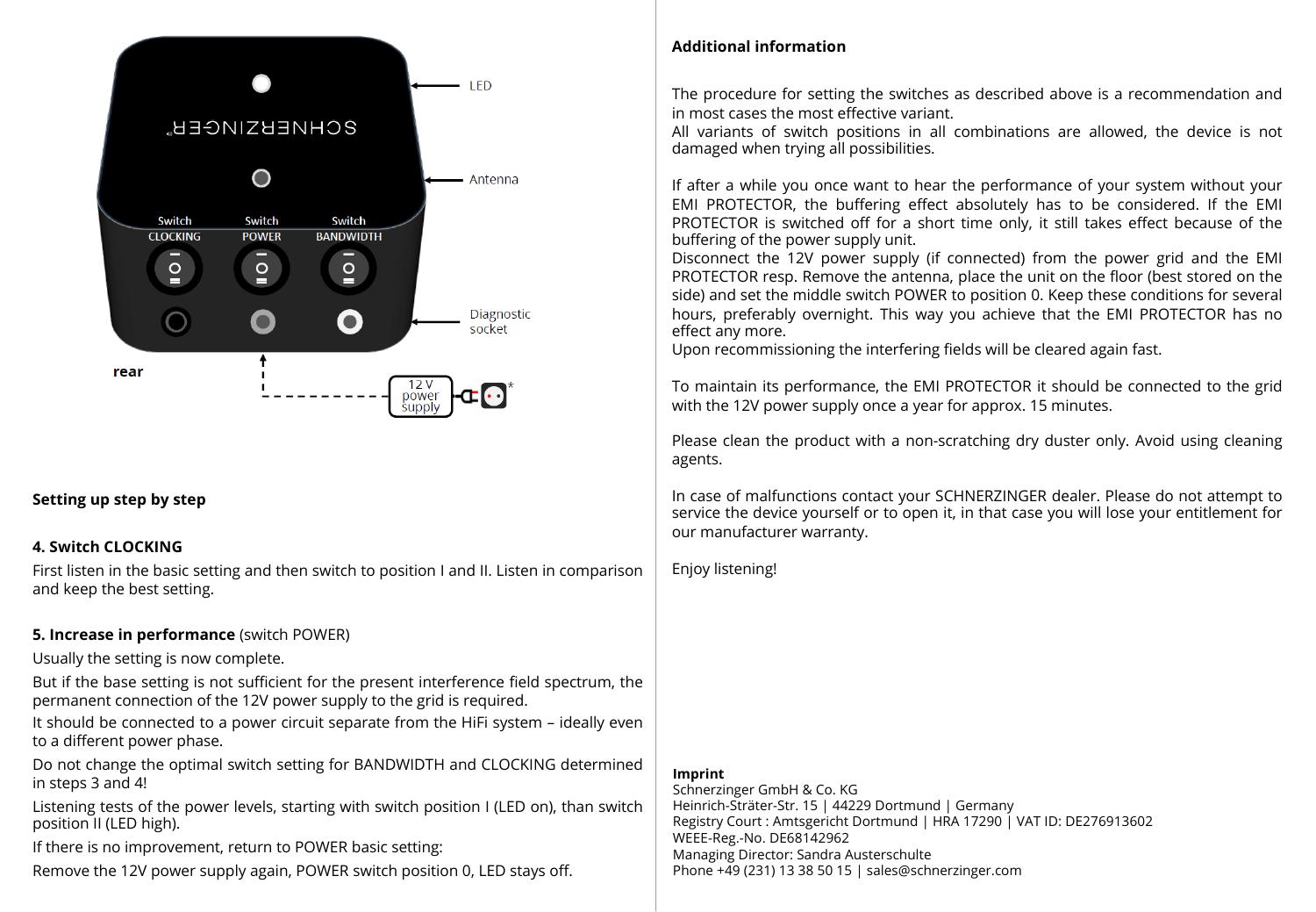LED

Antenna

Switch CLOCKING

Switch POWER

Switch BANDWIDTH

Diagnostic socket

rear

12 V power supply

*

## Setting up step by step

### 4. Switch CLOCKING

First listen in the basic setting and then switch to position I and II. Listen in comparison and keep the best setting.

### 5. Increase in performance (switch POWER)

Usually the setting is now complete.

But if the base setting is not sufficient for the present interference field spectrum, the permanent connection of the 12V power supply to the grid is required.

It should be connected to a power circuit separate from the HiFi system – ideally even to a different power phase.

Do not change the optimal switch setting for BANDWIDTH and CLOCKING determined in steps 3 and 4!

Listening tests of the power levels, starting with switch position I (LED on), than switch position II (LED high).

If there is no improvement, return to POWER basic setting:

Remove the 12V power supply again, POWER switch position 0, LED stays off.

## Additional information

The procedure for setting the switches as described above is a recommendation and in most cases the most effective variant.
All variants of switch positions in all combinations are allowed, the device is not damaged when trying all possibilities.

If after a while you once want to hear the performance of your system without your EMI PROTECTOR, the buffering effect absolutely has to be considered. If the EMI PROTECTOR is switched off for a short time only, it still takes effect because of the buffering of the power supply unit.
Disconnect the 12V power supply (if connected) from the power grid and the EMI PROTECTOR resp. Remove the antenna, place the unit on the floor (best stored on the side) and set the middle switch POWER to position 0. Keep these conditions for several hours, preferably overnight. This way you achieve that the EMI PROTECTOR has no effect any more.
Upon recommissioning the interfering fields will be cleared again fast.

To maintain its performance, the EMI PROTECTOR it should be connected to the grid with the 12V power supply once a year for approx. 15 minutes.

Please clean the product with a non-scratching dry duster only. Avoid using cleaning agents.

In case of malfunctions contact your SCHNERZINGER dealer. Please do not attempt to service the device yourself or to open it, in that case you will lose your entitlement for our manufacturer warranty.

Enjoy listening!

**Imprint**
Schnerzinger GmbH & Co. KG
Heinrich-Sträter-Str. 15 | 44229 Dortmund | Germany
Registry Court : Amtsgericht Dortmund | HRA 17290 | VAT ID: DE276913602
WEEE-Reg.-No. DE68142962
Managing Director: Sandra Austerschulte
Phone +49 (231) 13 38 50 15 | sales@schnerzinger.com